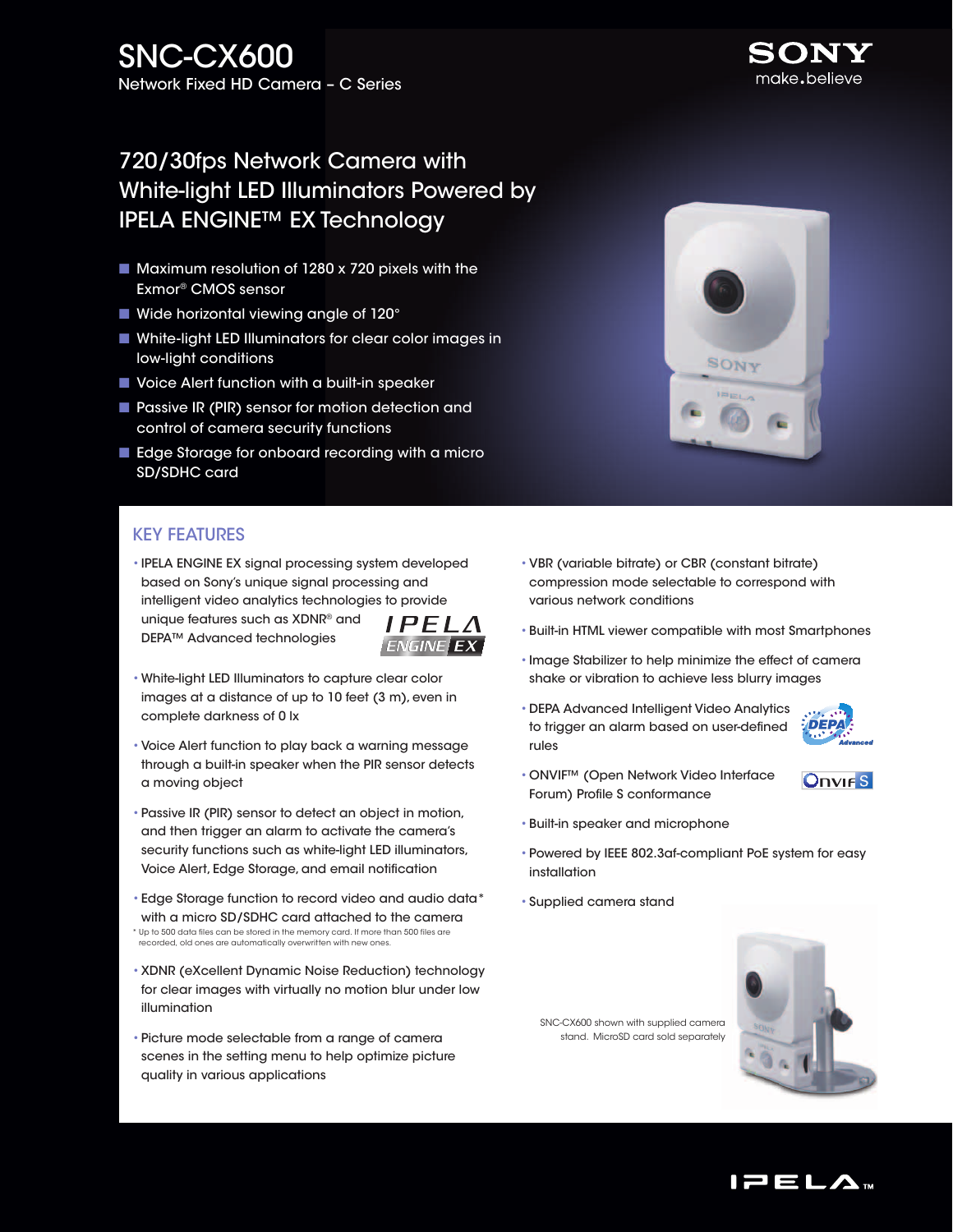# SNC-CX600

Network Fixed HD Camera – C Series

SONY
make.believe

## 720/30fps Network Camera with White-light LED Illuminators Powered by IPELA ENGINE™ EX Technology

- Maximum resolution of 1280 x 720 pixels with the Exmor® CMOS sensor
- Wide horizontal viewing angle of 120°
- White-light LED Illuminators for clear color images in low-light conditions
- Voice Alert function with a built-in speaker
- Passive IR (PIR) sensor for motion detection and control of camera security functions
- Edge Storage for onboard recording with a micro SD/SDHC card

## KEY FEATURES

- IPELA ENGINE EX signal processing system developed based on Sony's unique signal processing and intelligent video analytics technologies to provide unique features such as XDNR® and DEPA™ Advanced technologies
- White-light LED Illuminators to capture clear color images at a distance of up to 10 feet (3 m), even in complete darkness of 0 lx
- Voice Alert function to play back a warning message through a built-in speaker when the PIR sensor detects a moving object
- Passive IR (PIR) sensor to detect an object in motion, and then trigger an alarm to activate the camera's security functions such as white-light LED illuminators, Voice Alert, Edge Storage, and email notification
- Edge Storage function to record video and audio data* with a micro SD/SDHC card attached to the camera

  \* Up to 500 data files can be stored in the memory card. If more than 500 files are recorded, old ones are automatically overwritten with new ones.
- XDNR (eXcellent Dynamic Noise Reduction) technology for clear images with virtually no motion blur under low illumination
- Picture mode selectable from a range of camera scenes in the setting menu to help optimize picture quality in various applications
- VBR (variable bitrate) or CBR (constant bitrate) compression mode selectable to correspond with various network conditions
- Built-in HTML viewer compatible with most Smartphones
- Image Stabilizer to help minimize the effect of camera shake or vibration to achieve less blurry images
- DEPA Advanced Intelligent Video Analytics to trigger an alarm based on user-defined rules
- ONVIF™ (Open Network Video Interface Forum) Profile S conformance
- Built-in speaker and microphone
- Powered by IEEE 802.3af-compliant PoE system for easy installation
- Supplied camera stand

SNC-CX600 shown with supplied camera stand. MicroSD card sold separately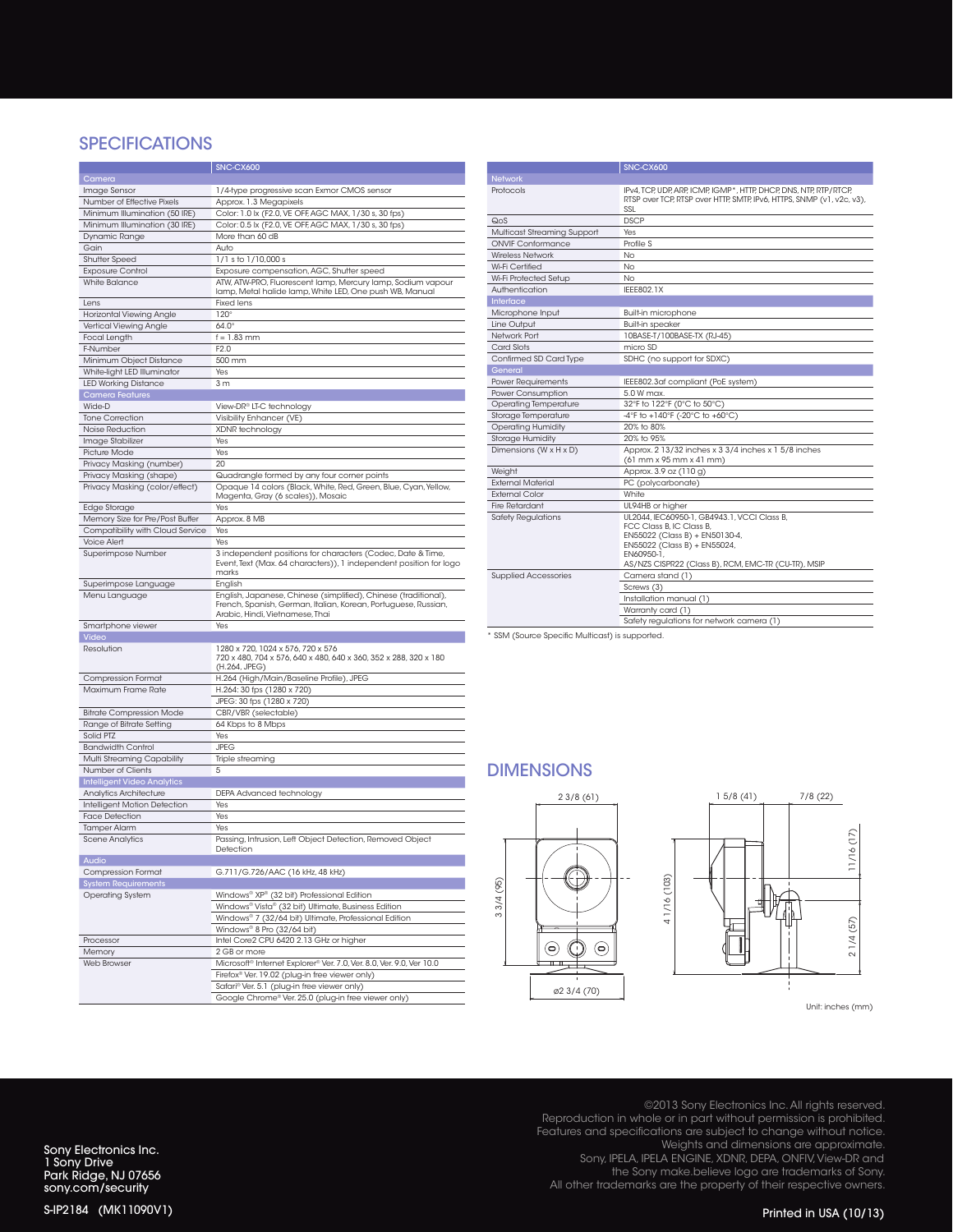## SPECIFICATIONS

| | SNC-CX600 |
|---|---|
| **Camera** | |
| Image Sensor | 1/4-type progressive scan Exmor CMOS sensor |
| Number of Effective Pixels | Approx. 1.3 Megapixels |
| Minimum Illumination (50 IRE) | Color: 1.0 lx (F2.0, VE OFF, AGC MAX, 1/30 s, 30 fps) |
| Minimum Illumination (30 IRE) | Color: 0.5 lx (F2.0, VE OFF, AGC MAX, 1/30 s, 30 fps) |
| Dynamic Range | More than 60 dB |
| Gain | Auto |
| Shutter Speed | 1/1 s to 1/10,000 s |
| Exposure Control | Exposure compensation, AGC, Shutter speed |
| White Balance | ATW, ATW-PRO, Fluorescent lamp, Mercury lamp, Sodium vapour lamp, Metal halide lamp, White LED, One push WB, Manual |
| Lens | Fixed lens |
| Horizontal Viewing Angle | 120° |
| Vertical Viewing Angle | 64.0° |
| Focal Length | f = 1.83 mm |
| F-Number | F2.0 |
| Minimum Object Distance | 500 mm |
| White-light LED Illuminator | Yes |
| LED Working Distance | 3 m |
| **Camera Features** | |
| Wide-D | View-DR® LT-C technology |
| Tone Correction | Visibility Enhancer (VE) |
| Noise Reduction | XDNR technology |
| Image Stabilizer | Yes |
| Picture Mode | Yes |
| Privacy Masking (number) | 20 |
| Privacy Masking (shape) | Quadrangle formed by any four corner points |
| Privacy Masking (color/effect) | Opaque 14 colors (Black, White, Red, Green, Blue, Cyan, Yellow, Magenta, Gray (6 scales)), Mosaic |
| Edge Storage | Yes |
| Memory Size for Pre/Post Buffer | Approx. 8 MB |
| Compatibility with Cloud Service | Yes |
| Voice Alert | Yes |
| Superimpose Number | 3 independent positions for characters (Codec, Date & Time, Event, Text (Max. 64 characters)), 1 independent position for logo marks |
| Superimpose Language | English |
| Menu Language | English, Japanese, Chinese (simplified), Chinese (traditional), French, Spanish, German, Italian, Korean, Portuguese, Russian, Arabic, Hindi, Vietnamese, Thai |
| Smartphone viewer | Yes |
| **Video** | |
| Resolution | 1280 x 720, 1024 x 576, 720 x 576<br>720 x 480, 704 x 576, 640 x 480, 640 x 360, 352 x 288, 320 x 180 (H.264, JPEG) |
| Compression Format | H.264 (High/Main/Baseline Profile), JPEG |
| Maximum Frame Rate | H.264: 30 fps (1280 x 720)<br>JPEG: 30 fps (1280 x 720) |
| Bitrate Compression Mode | CBR/VBR (selectable) |
| Range of Bitrate Setting | 64 Kbps to 8 Mbps |
| Solid PTZ | Yes |
| Bandwidth Control | JPEG |
| Multi Streaming Capability | Triple streaming |
| Number of Clients | 5 |
| **Intelligent Video Analytics** | |
| Analytics Architecture | DEPA Advanced technology |
| Intelligent Motion Detection | Yes |
| Face Detection | Yes |
| Tamper Alarm | Yes |
| Scene Analytics | Passing, Intrusion, Left Object Detection, Removed Object Detection |
| **Audio** | |
| Compression Format | G.711/G.726/AAC (16 kHz, 48 kHz) |
| **System Requirements** | |
| Operating System | Windows® XP® (32 bit) Professional Edition<br>Windows® Vista® (32 bit) Ultimate, Business Edition<br>Windows® 7 (32/64 bit) Ultimate, Professional Edition<br>Windows® 8 Pro (32/64 bit) |
| Processor | Intel Core2 CPU 6420 2.13 GHz or higher |
| Memory | 2 GB or more |
| Web Browser | Microsoft® Internet Explorer® Ver. 7.0, Ver. 8.0, Ver. 9.0, Ver 10.0<br>Firefox® Ver. 19.02 (plug-in free viewer only)<br>Safari® Ver. 5.1 (plug-in free viewer only)<br>Google Chrome® Ver. 25.0 (plug-in free viewer only) |

| | SNC-CX600 |
|---|---|
| **Network** | |
| Protocols | IPv4, TCP, UDP, ARP, ICMP, IGMP*, HTTP, DHCP, DNS, NTP, RTP/RTCP, RTSP over TCP, RTSP over HTTP, SMTP, IPv6, HTTPS, SNMP (v1, v2c, v3), SSL |
| QoS | DSCP |
| Multicast Streaming Support | Yes |
| ONVIF Conformance | Profile S |
| Wireless Network | No |
| Wi-Fi Certified | No |
| Wi-Fi Protected Setup | No |
| Authentication | IEEE802.1X |
| **Interface** | |
| Microphone Input | Built-in microphone |
| Line Output | Built-in speaker |
| Network Port | 10BASE-T/100BASE-TX (RJ-45) |
| Card Slots | micro SD |
| Confirmed SD Card Type | SDHC (no support for SDXC) |
| **General** | |
| Power Requirements | IEEE802.3af compliant (PoE system) |
| Power Consumption | 5.0 W max. |
| Operating Temperature | 32°F to 122°F (0°C to 50°C) |
| Storage Temperature | -4°F to +140°F (-20°C to +60°C) |
| Operating Humidity | 20% to 80% |
| Storage Humidity | 20% to 95% |
| Dimensions (W x H x D) | Approx. 2 13/32 inches x 3 3/4 inches x 1 5/8 inches (61 mm x 95 mm x 41 mm) |
| Weight | Approx. 3.9 oz (110 g) |
| External Material | PC (polycarbonate) |
| External Color | White |
| Fire Retardant | UL94HB or higher |
| Safety Regulations | UL2044, IEC60950-1, GB4943.1, VCCI Class B, FCC Class B, IC Class B, EN55022 (Class B) + EN50130-4, EN55022 (Class B) + EN55024, EN60950-1, AS/NZS CISPR22 (Class B), RCM, EMC-TR (CU-TR), MSIP |
| Supplied Accessories | Camera stand (1)<br>Screws (3)<br>Installation manual (1)<br>Warranty card (1)<br>Safety regulations for network camera (1) |

* SSM (Source Specific Multicast) is supported.

## DIMENSIONS

2 3/8 (61)
3 3/4 (95)
ø2 3/4 (70)
1 5/8 (41)
7/8 (22)
4 1/16 (103)
11/16 (17)
2 1/4 (57)

Unit: inches (mm)

©2013 Sony Electronics Inc. All rights reserved.
Reproduction in whole or in part without permission is prohibited.
Features and specifications are subject to change without notice.
Weights and dimensions are approximate.
Sony, IPELA, IPELA ENGINE, XDNR, DEPA, ONFIV, View-DR and the Sony make.believe logo are trademarks of Sony.
All other trademarks are the property of their respective owners.

Sony Electronics Inc.
1 Sony Drive
Park Ridge, NJ 07656
sony.com/security

S-IP2184 (MK11090V1)

Printed in USA (10/13)